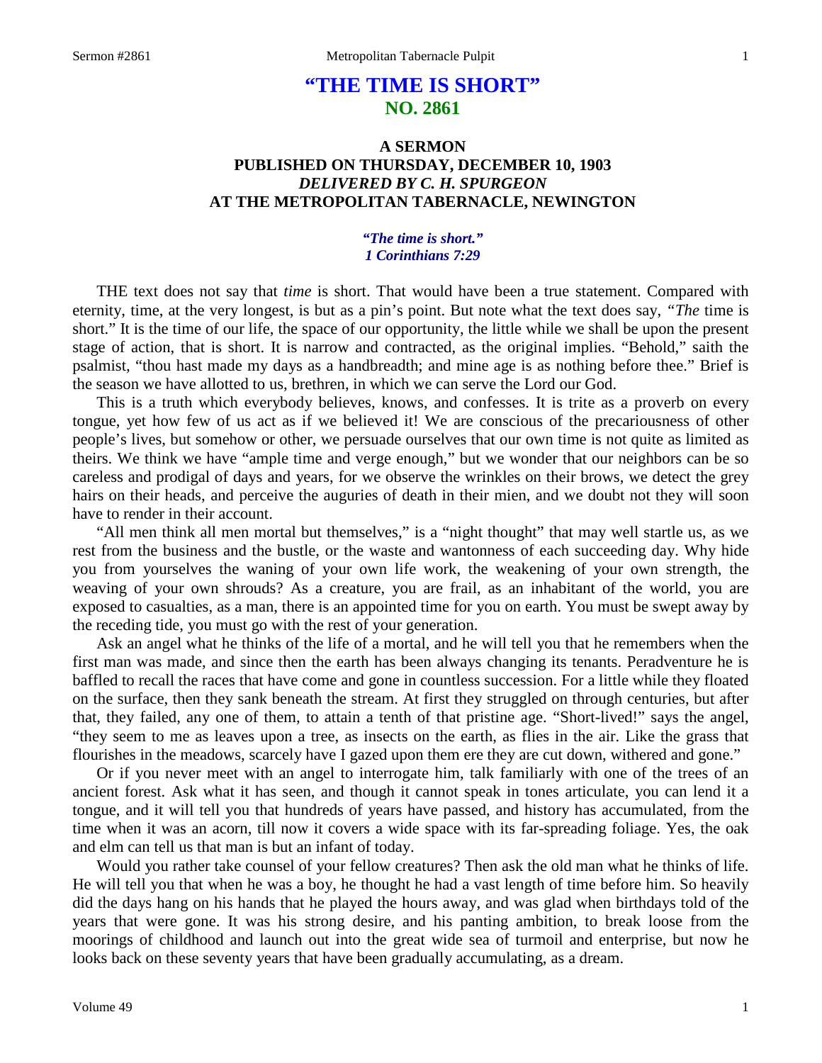# "THE TIME IS SHORT"
## NO. 2861

### A SERMON
### PUBLISHED ON THURSDAY, DECEMBER 10, 1903
### *DELIVERED BY C. H. SPURGEON*
### AT THE METROPOLITAN TABERNACLE, NEWINGTON

***"The time is short."***
***1 Corinthians 7:29***

THE text does not say that *time* is short. That would have been a true statement. Compared with eternity, time, at the very longest, is but as a pin's point. But note what the text does say, *"The* time is short." It is the time of our life, the space of our opportunity, the little while we shall be upon the present stage of action, that is short. It is narrow and contracted, as the original implies. "Behold," saith the psalmist, "thou hast made my days as a handbreadth; and mine age is as nothing before thee." Brief is the season we have allotted to us, brethren, in which we can serve the Lord our God.

This is a truth which everybody believes, knows, and confesses. It is trite as a proverb on every tongue, yet how few of us act as if we believed it! We are conscious of the precariousness of other people's lives, but somehow or other, we persuade ourselves that our own time is not quite as limited as theirs. We think we have "ample time and verge enough," but we wonder that our neighbors can be so careless and prodigal of days and years, for we observe the wrinkles on their brows, we detect the grey hairs on their heads, and perceive the auguries of death in their mien, and we doubt not they will soon have to render in their account.

"All men think all men mortal but themselves," is a "night thought" that may well startle us, as we rest from the business and the bustle, or the waste and wantonness of each succeeding day. Why hide you from yourselves the waning of your own life work, the weakening of your own strength, the weaving of your own shrouds? As a creature, you are frail, as an inhabitant of the world, you are exposed to casualties, as a man, there is an appointed time for you on earth. You must be swept away by the receding tide, you must go with the rest of your generation.

Ask an angel what he thinks of the life of a mortal, and he will tell you that he remembers when the first man was made, and since then the earth has been always changing its tenants. Peradventure he is baffled to recall the races that have come and gone in countless succession. For a little while they floated on the surface, then they sank beneath the stream. At first they struggled on through centuries, but after that, they failed, any one of them, to attain a tenth of that pristine age. "Short-lived!" says the angel, "they seem to me as leaves upon a tree, as insects on the earth, as flies in the air. Like the grass that flourishes in the meadows, scarcely have I gazed upon them ere they are cut down, withered and gone."

Or if you never meet with an angel to interrogate him, talk familiarly with one of the trees of an ancient forest. Ask what it has seen, and though it cannot speak in tones articulate, you can lend it a tongue, and it will tell you that hundreds of years have passed, and history has accumulated, from the time when it was an acorn, till now it covers a wide space with its far-spreading foliage. Yes, the oak and elm can tell us that man is but an infant of today.

Would you rather take counsel of your fellow creatures? Then ask the old man what he thinks of life. He will tell you that when he was a boy, he thought he had a vast length of time before him. So heavily did the days hang on his hands that he played the hours away, and was glad when birthdays told of the years that were gone. It was his strong desire, and his panting ambition, to break loose from the moorings of childhood and launch out into the great wide sea of turmoil and enterprise, but now he looks back on these seventy years that have been gradually accumulating, as a dream.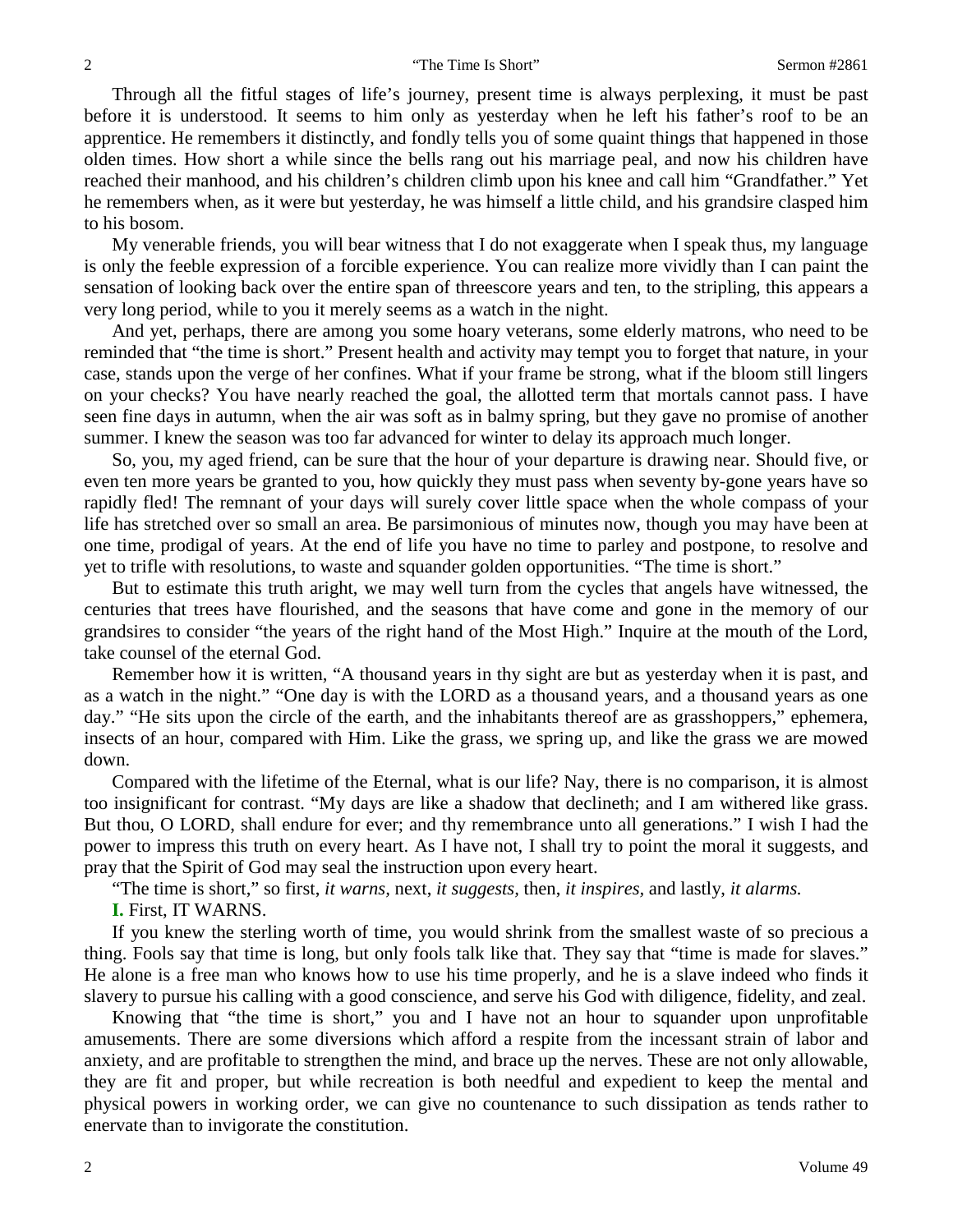Through all the fitful stages of life's journey, present time is always perplexing, it must be past before it is understood. It seems to him only as yesterday when he left his father's roof to be an apprentice. He remembers it distinctly, and fondly tells you of some quaint things that happened in those olden times. How short a while since the bells rang out his marriage peal, and now his children have reached their manhood, and his children's children climb upon his knee and call him "Grandfather." Yet he remembers when, as it were but yesterday, he was himself a little child, and his grandsire clasped him to his bosom.

My venerable friends, you will bear witness that I do not exaggerate when I speak thus, my language is only the feeble expression of a forcible experience. You can realize more vividly than I can paint the sensation of looking back over the entire span of threescore years and ten, to the stripling, this appears a very long period, while to you it merely seems as a watch in the night.

And yet, perhaps, there are among you some hoary veterans, some elderly matrons, who need to be reminded that "the time is short." Present health and activity may tempt you to forget that nature, in your case, stands upon the verge of her confines. What if your frame be strong, what if the bloom still lingers on your checks? You have nearly reached the goal, the allotted term that mortals cannot pass. I have seen fine days in autumn, when the air was soft as in balmy spring, but they gave no promise of another summer. I knew the season was too far advanced for winter to delay its approach much longer.

So, you, my aged friend, can be sure that the hour of your departure is drawing near. Should five, or even ten more years be granted to you, how quickly they must pass when seventy by-gone years have so rapidly fled! The remnant of your days will surely cover little space when the whole compass of your life has stretched over so small an area. Be parsimonious of minutes now, though you may have been at one time, prodigal of years. At the end of life you have no time to parley and postpone, to resolve and yet to trifle with resolutions, to waste and squander golden opportunities. "The time is short."

But to estimate this truth aright, we may well turn from the cycles that angels have witnessed, the centuries that trees have flourished, and the seasons that have come and gone in the memory of our grandsires to consider "the years of the right hand of the Most High." Inquire at the mouth of the Lord, take counsel of the eternal God.

Remember how it is written, "A thousand years in thy sight are but as yesterday when it is past, and as a watch in the night." "One day is with the LORD as a thousand years, and a thousand years as one day." "He sits upon the circle of the earth, and the inhabitants thereof are as grasshoppers," ephemera, insects of an hour, compared with Him. Like the grass, we spring up, and like the grass we are mowed down.

Compared with the lifetime of the Eternal, what is our life? Nay, there is no comparison, it is almost too insignificant for contrast. "My days are like a shadow that declineth; and I am withered like grass. But thou, O LORD, shall endure for ever; and thy remembrance unto all generations." I wish I had the power to impress this truth on every heart. As I have not, I shall try to point the moral it suggests, and pray that the Spirit of God may seal the instruction upon every heart.

"The time is short," so first, *it warns*, next, *it suggests*, then, *it inspires*, and lastly, *it alarms.*

**I.** First, IT WARNS.

If you knew the sterling worth of time, you would shrink from the smallest waste of so precious a thing. Fools say that time is long, but only fools talk like that. They say that "time is made for slaves." He alone is a free man who knows how to use his time properly, and he is a slave indeed who finds it slavery to pursue his calling with a good conscience, and serve his God with diligence, fidelity, and zeal.

Knowing that "the time is short," you and I have not an hour to squander upon unprofitable amusements. There are some diversions which afford a respite from the incessant strain of labor and anxiety, and are profitable to strengthen the mind, and brace up the nerves. These are not only allowable, they are fit and proper, but while recreation is both needful and expedient to keep the mental and physical powers in working order, we can give no countenance to such dissipation as tends rather to enervate than to invigorate the constitution.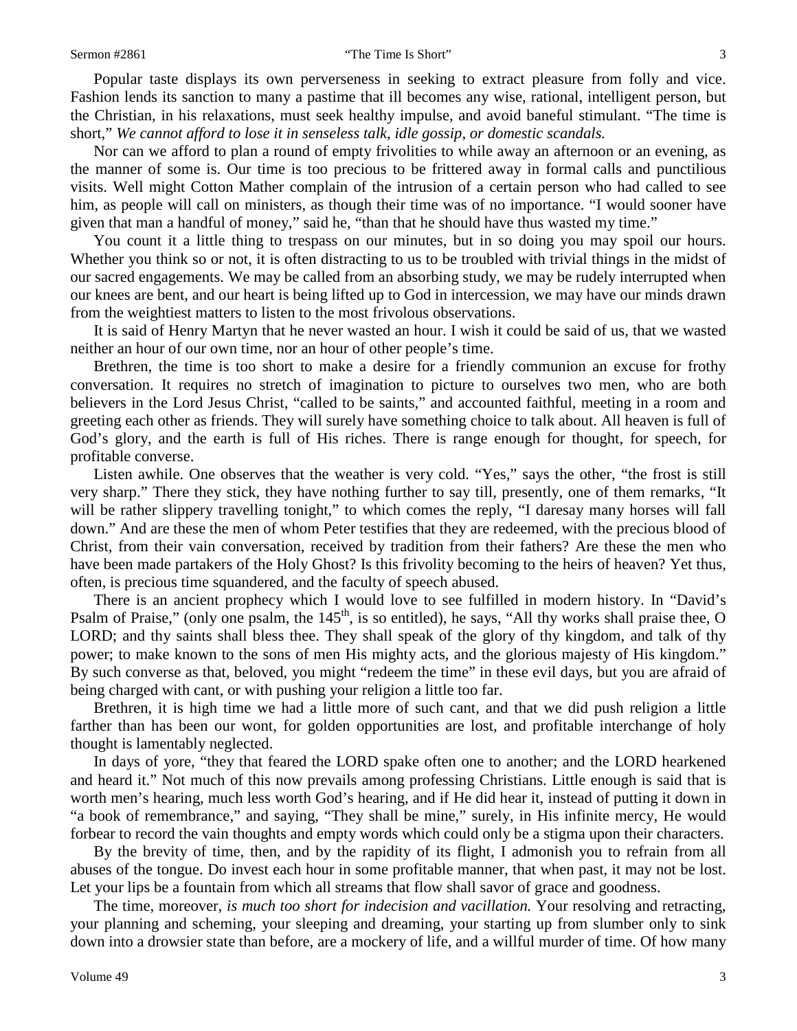Popular taste displays its own perverseness in seeking to extract pleasure from folly and vice. Fashion lends its sanction to many a pastime that ill becomes any wise, rational, intelligent person, but the Christian, in his relaxations, must seek healthy impulse, and avoid baneful stimulant. "The time is short," *We cannot afford to lose it in senseless talk, idle gossip, or domestic scandals.*

Nor can we afford to plan a round of empty frivolities to while away an afternoon or an evening, as the manner of some is. Our time is too precious to be frittered away in formal calls and punctilious visits. Well might Cotton Mather complain of the intrusion of a certain person who had called to see him, as people will call on ministers, as though their time was of no importance. "I would sooner have given that man a handful of money," said he, "than that he should have thus wasted my time."

You count it a little thing to trespass on our minutes, but in so doing you may spoil our hours. Whether you think so or not, it is often distracting to us to be troubled with trivial things in the midst of our sacred engagements. We may be called from an absorbing study, we may be rudely interrupted when our knees are bent, and our heart is being lifted up to God in intercession, we may have our minds drawn from the weightiest matters to listen to the most frivolous observations.

It is said of Henry Martyn that he never wasted an hour. I wish it could be said of us, that we wasted neither an hour of our own time, nor an hour of other people's time.

Brethren, the time is too short to make a desire for a friendly communion an excuse for frothy conversation. It requires no stretch of imagination to picture to ourselves two men, who are both believers in the Lord Jesus Christ, "called to be saints," and accounted faithful, meeting in a room and greeting each other as friends. They will surely have something choice to talk about. All heaven is full of God's glory, and the earth is full of His riches. There is range enough for thought, for speech, for profitable converse.

Listen awhile. One observes that the weather is very cold. "Yes," says the other, "the frost is still very sharp." There they stick, they have nothing further to say till, presently, one of them remarks, "It will be rather slippery travelling tonight," to which comes the reply, "I daresay many horses will fall down." And are these the men of whom Peter testifies that they are redeemed, with the precious blood of Christ, from their vain conversation, received by tradition from their fathers? Are these the men who have been made partakers of the Holy Ghost? Is this frivolity becoming to the heirs of heaven? Yet thus, often, is precious time squandered, and the faculty of speech abused.

There is an ancient prophecy which I would love to see fulfilled in modern history. In "David's Psalm of Praise," (only one psalm, the 145th, is so entitled), he says, "All thy works shall praise thee, O LORD; and thy saints shall bless thee. They shall speak of the glory of thy kingdom, and talk of thy power; to make known to the sons of men His mighty acts, and the glorious majesty of His kingdom." By such converse as that, beloved, you might "redeem the time" in these evil days, but you are afraid of being charged with cant, or with pushing your religion a little too far.

Brethren, it is high time we had a little more of such cant, and that we did push religion a little farther than has been our wont, for golden opportunities are lost, and profitable interchange of holy thought is lamentably neglected.

In days of yore, "they that feared the LORD spake often one to another; and the LORD hearkened and heard it." Not much of this now prevails among professing Christians. Little enough is said that is worth men's hearing, much less worth God's hearing, and if He did hear it, instead of putting it down in "a book of remembrance," and saying, "They shall be mine," surely, in His infinite mercy, He would forbear to record the vain thoughts and empty words which could only be a stigma upon their characters.

By the brevity of time, then, and by the rapidity of its flight, I admonish you to refrain from all abuses of the tongue. Do invest each hour in some profitable manner, that when past, it may not be lost. Let your lips be a fountain from which all streams that flow shall savor of grace and goodness.

The time, moreover, *is much too short for indecision and vacillation.* Your resolving and retracting, your planning and scheming, your sleeping and dreaming, your starting up from slumber only to sink down into a drowsier state than before, are a mockery of life, and a willful murder of time. Of how many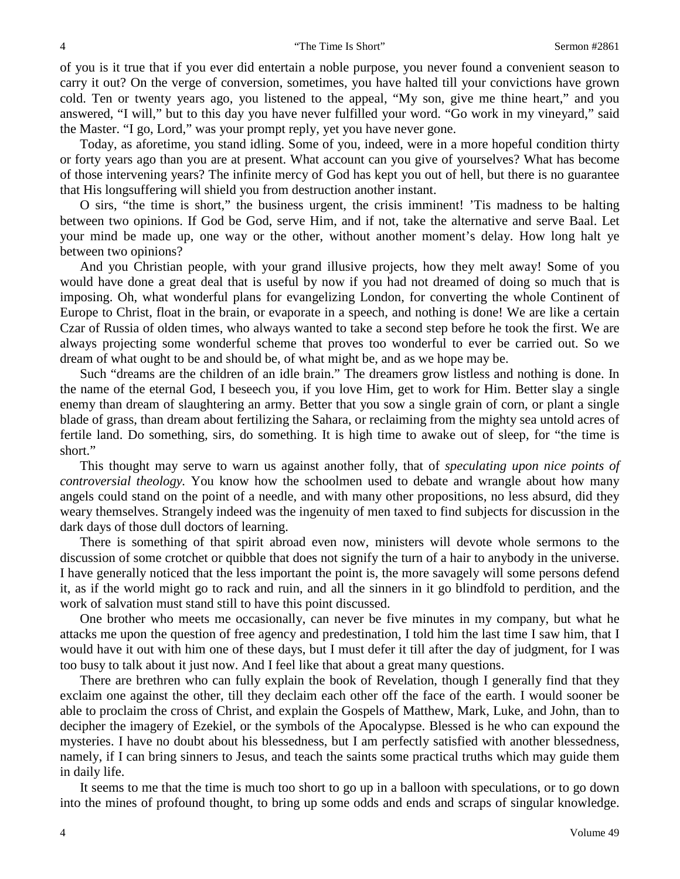of you is it true that if you ever did entertain a noble purpose, you never found a convenient season to carry it out? On the verge of conversion, sometimes, you have halted till your convictions have grown cold. Ten or twenty years ago, you listened to the appeal, "My son, give me thine heart," and you answered, "I will," but to this day you have never fulfilled your word. "Go work in my vineyard," said the Master. "I go, Lord," was your prompt reply, yet you have never gone.

Today, as aforetime, you stand idling. Some of you, indeed, were in a more hopeful condition thirty or forty years ago than you are at present. What account can you give of yourselves? What has become of those intervening years? The infinite mercy of God has kept you out of hell, but there is no guarantee that His longsuffering will shield you from destruction another instant.

O sirs, "the time is short," the business urgent, the crisis imminent! 'Tis madness to be halting between two opinions. If God be God, serve Him, and if not, take the alternative and serve Baal. Let your mind be made up, one way or the other, without another moment's delay. How long halt ye between two opinions?

And you Christian people, with your grand illusive projects, how they melt away! Some of you would have done a great deal that is useful by now if you had not dreamed of doing so much that is imposing. Oh, what wonderful plans for evangelizing London, for converting the whole Continent of Europe to Christ, float in the brain, or evaporate in a speech, and nothing is done! We are like a certain Czar of Russia of olden times, who always wanted to take a second step before he took the first. We are always projecting some wonderful scheme that proves too wonderful to ever be carried out. So we dream of what ought to be and should be, of what might be, and as we hope may be.

Such "dreams are the children of an idle brain." The dreamers grow listless and nothing is done. In the name of the eternal God, I beseech you, if you love Him, get to work for Him. Better slay a single enemy than dream of slaughtering an army. Better that you sow a single grain of corn, or plant a single blade of grass, than dream about fertilizing the Sahara, or reclaiming from the mighty sea untold acres of fertile land. Do something, sirs, do something. It is high time to awake out of sleep, for "the time is short."

This thought may serve to warn us against another folly, that of *speculating upon nice points of controversial theology.* You know how the schoolmen used to debate and wrangle about how many angels could stand on the point of a needle, and with many other propositions, no less absurd, did they weary themselves. Strangely indeed was the ingenuity of men taxed to find subjects for discussion in the dark days of those dull doctors of learning.

There is something of that spirit abroad even now, ministers will devote whole sermons to the discussion of some crotchet or quibble that does not signify the turn of a hair to anybody in the universe. I have generally noticed that the less important the point is, the more savagely will some persons defend it, as if the world might go to rack and ruin, and all the sinners in it go blindfold to perdition, and the work of salvation must stand still to have this point discussed.

One brother who meets me occasionally, can never be five minutes in my company, but what he attacks me upon the question of free agency and predestination, I told him the last time I saw him, that I would have it out with him one of these days, but I must defer it till after the day of judgment, for I was too busy to talk about it just now. And I feel like that about a great many questions.

There are brethren who can fully explain the book of Revelation, though I generally find that they exclaim one against the other, till they declaim each other off the face of the earth. I would sooner be able to proclaim the cross of Christ, and explain the Gospels of Matthew, Mark, Luke, and John, than to decipher the imagery of Ezekiel, or the symbols of the Apocalypse. Blessed is he who can expound the mysteries. I have no doubt about his blessedness, but I am perfectly satisfied with another blessedness, namely, if I can bring sinners to Jesus, and teach the saints some practical truths which may guide them in daily life.

It seems to me that the time is much too short to go up in a balloon with speculations, or to go down into the mines of profound thought, to bring up some odds and ends and scraps of singular knowledge.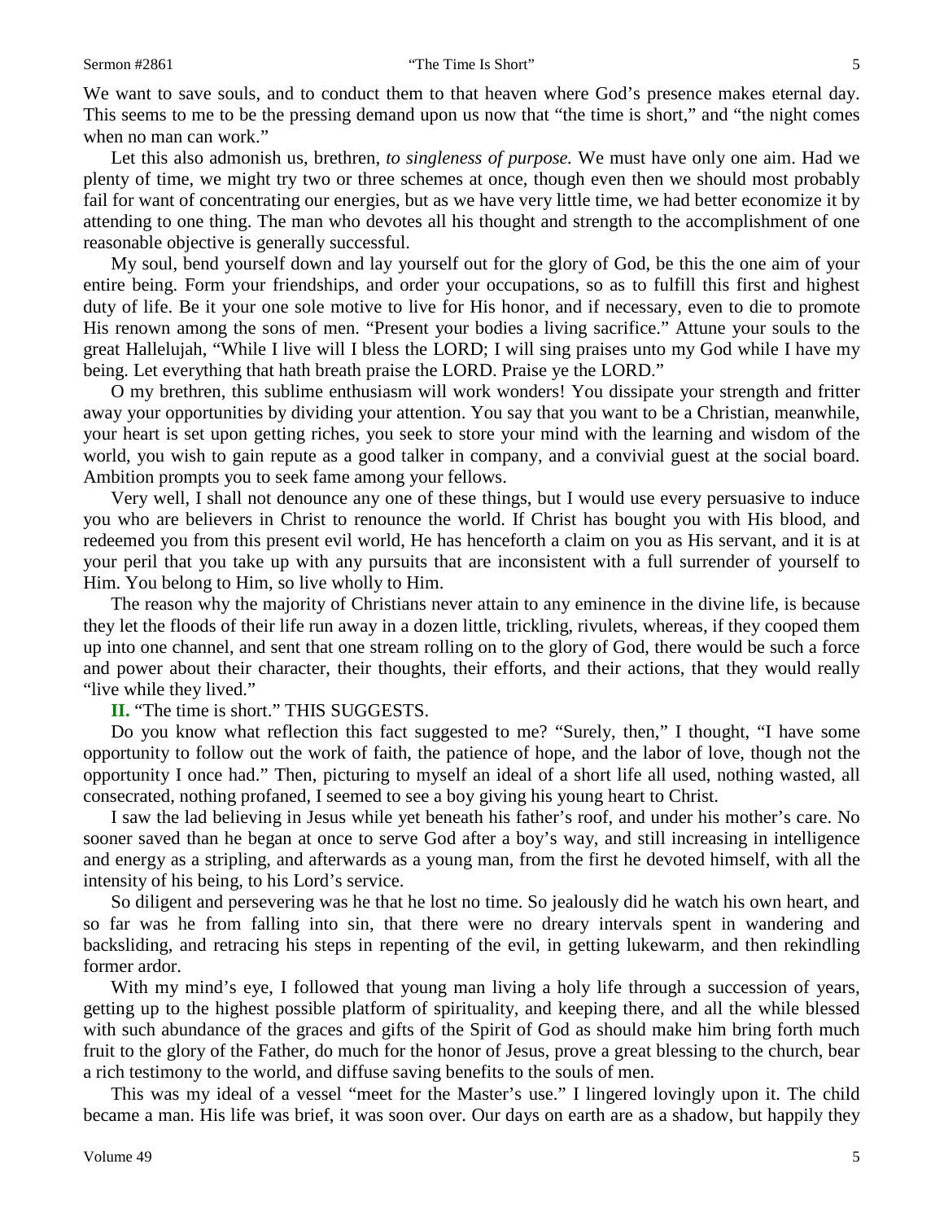We want to save souls, and to conduct them to that heaven where God's presence makes eternal day. This seems to me to be the pressing demand upon us now that "the time is short," and "the night comes when no man can work."

Let this also admonish us, brethren, *to singleness of purpose.* We must have only one aim. Had we plenty of time, we might try two or three schemes at once, though even then we should most probably fail for want of concentrating our energies, but as we have very little time, we had better economize it by attending to one thing. The man who devotes all his thought and strength to the accomplishment of one reasonable objective is generally successful.

My soul, bend yourself down and lay yourself out for the glory of God, be this the one aim of your entire being. Form your friendships, and order your occupations, so as to fulfill this first and highest duty of life. Be it your one sole motive to live for His honor, and if necessary, even to die to promote His renown among the sons of men. "Present your bodies a living sacrifice." Attune your souls to the great Hallelujah, "While I live will I bless the LORD; I will sing praises unto my God while I have my being. Let everything that hath breath praise the LORD. Praise ye the LORD."

O my brethren, this sublime enthusiasm will work wonders! You dissipate your strength and fritter away your opportunities by dividing your attention. You say that you want to be a Christian, meanwhile, your heart is set upon getting riches, you seek to store your mind with the learning and wisdom of the world, you wish to gain repute as a good talker in company, and a convivial guest at the social board. Ambition prompts you to seek fame among your fellows.

Very well, I shall not denounce any one of these things, but I would use every persuasive to induce you who are believers in Christ to renounce the world. If Christ has bought you with His blood, and redeemed you from this present evil world, He has henceforth a claim on you as His servant, and it is at your peril that you take up with any pursuits that are inconsistent with a full surrender of yourself to Him. You belong to Him, so live wholly to Him.

The reason why the majority of Christians never attain to any eminence in the divine life, is because they let the floods of their life run away in a dozen little, trickling, rivulets, whereas, if they cooped them up into one channel, and sent that one stream rolling on to the glory of God, there would be such a force and power about their character, their thoughts, their efforts, and their actions, that they would really "live while they lived."

**II.** "The time is short." THIS SUGGESTS.

Do you know what reflection this fact suggested to me? "Surely, then," I thought, "I have some opportunity to follow out the work of faith, the patience of hope, and the labor of love, though not the opportunity I once had." Then, picturing to myself an ideal of a short life all used, nothing wasted, all consecrated, nothing profaned, I seemed to see a boy giving his young heart to Christ.

I saw the lad believing in Jesus while yet beneath his father's roof, and under his mother's care. No sooner saved than he began at once to serve God after a boy's way, and still increasing in intelligence and energy as a stripling, and afterwards as a young man, from the first he devoted himself, with all the intensity of his being, to his Lord's service.

So diligent and persevering was he that he lost no time. So jealously did he watch his own heart, and so far was he from falling into sin, that there were no dreary intervals spent in wandering and backsliding, and retracing his steps in repenting of the evil, in getting lukewarm, and then rekindling former ardor.

With my mind's eye, I followed that young man living a holy life through a succession of years, getting up to the highest possible platform of spirituality, and keeping there, and all the while blessed with such abundance of the graces and gifts of the Spirit of God as should make him bring forth much fruit to the glory of the Father, do much for the honor of Jesus, prove a great blessing to the church, bear a rich testimony to the world, and diffuse saving benefits to the souls of men.

This was my ideal of a vessel "meet for the Master's use." I lingered lovingly upon it. The child became a man. His life was brief, it was soon over. Our days on earth are as a shadow, but happily they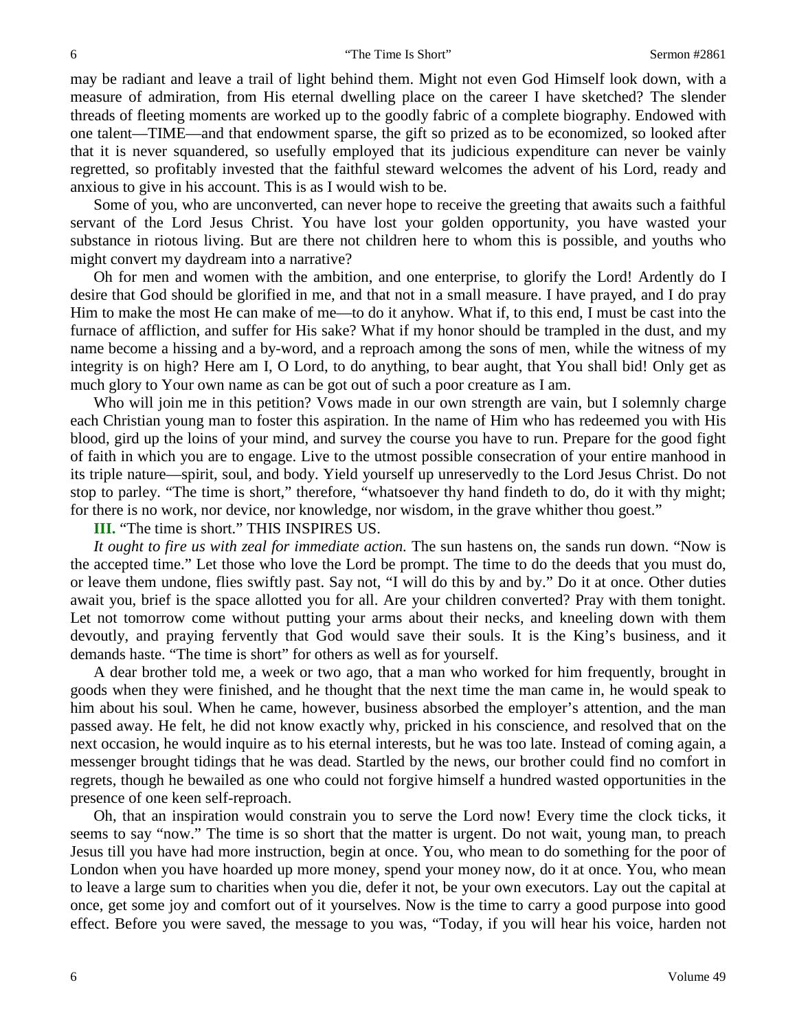may be radiant and leave a trail of light behind them. Might not even God Himself look down, with a measure of admiration, from His eternal dwelling place on the career I have sketched? The slender threads of fleeting moments are worked up to the goodly fabric of a complete biography. Endowed with one talent—TIME—and that endowment sparse, the gift so prized as to be economized, so looked after that it is never squandered, so usefully employed that its judicious expenditure can never be vainly regretted, so profitably invested that the faithful steward welcomes the advent of his Lord, ready and anxious to give in his account. This is as I would wish to be.

Some of you, who are unconverted, can never hope to receive the greeting that awaits such a faithful servant of the Lord Jesus Christ. You have lost your golden opportunity, you have wasted your substance in riotous living. But are there not children here to whom this is possible, and youths who might convert my daydream into a narrative?

Oh for men and women with the ambition, and one enterprise, to glorify the Lord! Ardently do I desire that God should be glorified in me, and that not in a small measure. I have prayed, and I do pray Him to make the most He can make of me—to do it anyhow. What if, to this end, I must be cast into the furnace of affliction, and suffer for His sake? What if my honor should be trampled in the dust, and my name become a hissing and a by-word, and a reproach among the sons of men, while the witness of my integrity is on high? Here am I, O Lord, to do anything, to bear aught, that You shall bid! Only get as much glory to Your own name as can be got out of such a poor creature as I am.

Who will join me in this petition? Vows made in our own strength are vain, but I solemnly charge each Christian young man to foster this aspiration. In the name of Him who has redeemed you with His blood, gird up the loins of your mind, and survey the course you have to run. Prepare for the good fight of faith in which you are to engage. Live to the utmost possible consecration of your entire manhood in its triple nature—spirit, soul, and body. Yield yourself up unreservedly to the Lord Jesus Christ. Do not stop to parley. "The time is short," therefore, "whatsoever thy hand findeth to do, do it with thy might; for there is no work, nor device, nor knowledge, nor wisdom, in the grave whither thou goest."

**III.** "The time is short." THIS INSPIRES US.

*It ought to fire us with zeal for immediate action.* The sun hastens on, the sands run down. "Now is the accepted time." Let those who love the Lord be prompt. The time to do the deeds that you must do, or leave them undone, flies swiftly past. Say not, "I will do this by and by." Do it at once. Other duties await you, brief is the space allotted you for all. Are your children converted? Pray with them tonight. Let not tomorrow come without putting your arms about their necks, and kneeling down with them devoutly, and praying fervently that God would save their souls. It is the King's business, and it demands haste. "The time is short" for others as well as for yourself.

A dear brother told me, a week or two ago, that a man who worked for him frequently, brought in goods when they were finished, and he thought that the next time the man came in, he would speak to him about his soul. When he came, however, business absorbed the employer's attention, and the man passed away. He felt, he did not know exactly why, pricked in his conscience, and resolved that on the next occasion, he would inquire as to his eternal interests, but he was too late. Instead of coming again, a messenger brought tidings that he was dead. Startled by the news, our brother could find no comfort in regrets, though he bewailed as one who could not forgive himself a hundred wasted opportunities in the presence of one keen self-reproach.

Oh, that an inspiration would constrain you to serve the Lord now! Every time the clock ticks, it seems to say "now." The time is so short that the matter is urgent. Do not wait, young man, to preach Jesus till you have had more instruction, begin at once. You, who mean to do something for the poor of London when you have hoarded up more money, spend your money now, do it at once. You, who mean to leave a large sum to charities when you die, defer it not, be your own executors. Lay out the capital at once, get some joy and comfort out of it yourselves. Now is the time to carry a good purpose into good effect. Before you were saved, the message to you was, "Today, if you will hear his voice, harden not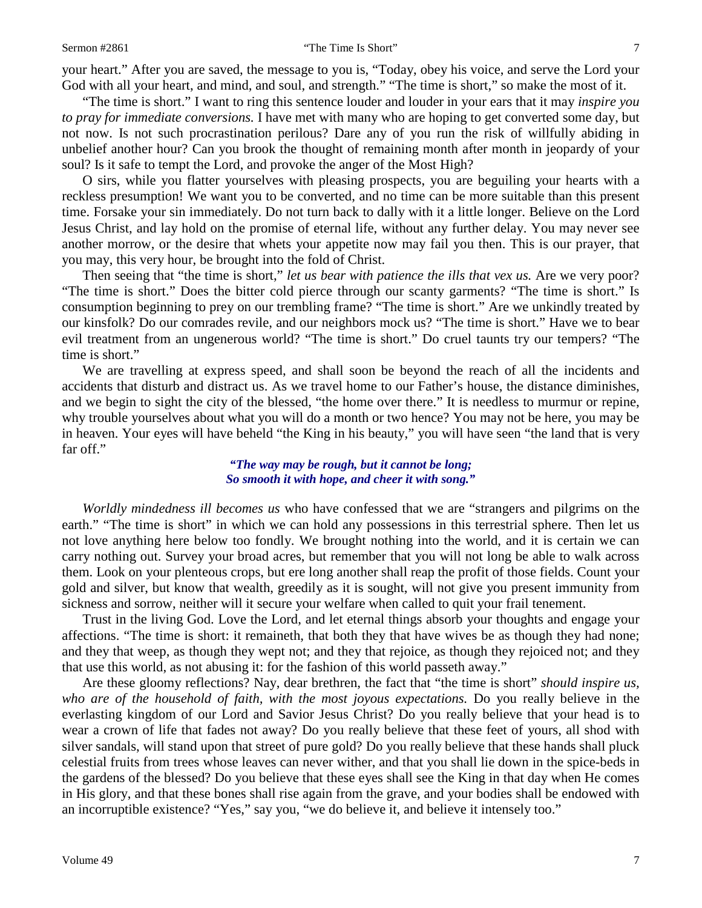your heart." After you are saved, the message to you is, "Today, obey his voice, and serve the Lord your God with all your heart, and mind, and soul, and strength." "The time is short," so make the most of it.

"The time is short." I want to ring this sentence louder and louder in your ears that it may *inspire you to pray for immediate conversions.* I have met with many who are hoping to get converted some day, but not now. Is not such procrastination perilous? Dare any of you run the risk of willfully abiding in unbelief another hour? Can you brook the thought of remaining month after month in jeopardy of your soul? Is it safe to tempt the Lord, and provoke the anger of the Most High?

O sirs, while you flatter yourselves with pleasing prospects, you are beguiling your hearts with a reckless presumption! We want you to be converted, and no time can be more suitable than this present time. Forsake your sin immediately. Do not turn back to dally with it a little longer. Believe on the Lord Jesus Christ, and lay hold on the promise of eternal life, without any further delay. You may never see another morrow, or the desire that whets your appetite now may fail you then. This is our prayer, that you may, this very hour, be brought into the fold of Christ.

Then seeing that "the time is short," *let us bear with patience the ills that vex us.* Are we very poor? "The time is short." Does the bitter cold pierce through our scanty garments? "The time is short." Is consumption beginning to prey on our trembling frame? "The time is short." Are we unkindly treated by our kinsfolk? Do our comrades revile, and our neighbors mock us? "The time is short." Have we to bear evil treatment from an ungenerous world? "The time is short." Do cruel taunts try our tempers? "The time is short."

We are travelling at express speed, and shall soon be beyond the reach of all the incidents and accidents that disturb and distract us. As we travel home to our Father's house, the distance diminishes, and we begin to sight the city of the blessed, "the home over there." It is needless to murmur or repine, why trouble yourselves about what you will do a month or two hence? You may not be here, you may be in heaven. Your eyes will have beheld "the King in his beauty," you will have seen "the land that is very far off."

> ***"The way may be rough, but it cannot be long;***
> ***So smooth it with hope, and cheer it with song."***

*Worldly mindedness ill becomes us* who have confessed that we are "strangers and pilgrims on the earth." "The time is short" in which we can hold any possessions in this terrestrial sphere. Then let us not love anything here below too fondly. We brought nothing into the world, and it is certain we can carry nothing out. Survey your broad acres, but remember that you will not long be able to walk across them. Look on your plenteous crops, but ere long another shall reap the profit of those fields. Count your gold and silver, but know that wealth, greedily as it is sought, will not give you present immunity from sickness and sorrow, neither will it secure your welfare when called to quit your frail tenement.

Trust in the living God. Love the Lord, and let eternal things absorb your thoughts and engage your affections. "The time is short: it remaineth, that both they that have wives be as though they had none; and they that weep, as though they wept not; and they that rejoice, as though they rejoiced not; and they that use this world, as not abusing it: for the fashion of this world passeth away."

Are these gloomy reflections? Nay, dear brethren, the fact that "the time is short" *should inspire us, who are of the household of faith, with the most joyous expectations.* Do you really believe in the everlasting kingdom of our Lord and Savior Jesus Christ? Do you really believe that your head is to wear a crown of life that fades not away? Do you really believe that these feet of yours, all shod with silver sandals, will stand upon that street of pure gold? Do you really believe that these hands shall pluck celestial fruits from trees whose leaves can never wither, and that you shall lie down in the spice-beds in the gardens of the blessed? Do you believe that these eyes shall see the King in that day when He comes in His glory, and that these bones shall rise again from the grave, and your bodies shall be endowed with an incorruptible existence? "Yes," say you, "we do believe it, and believe it intensely too."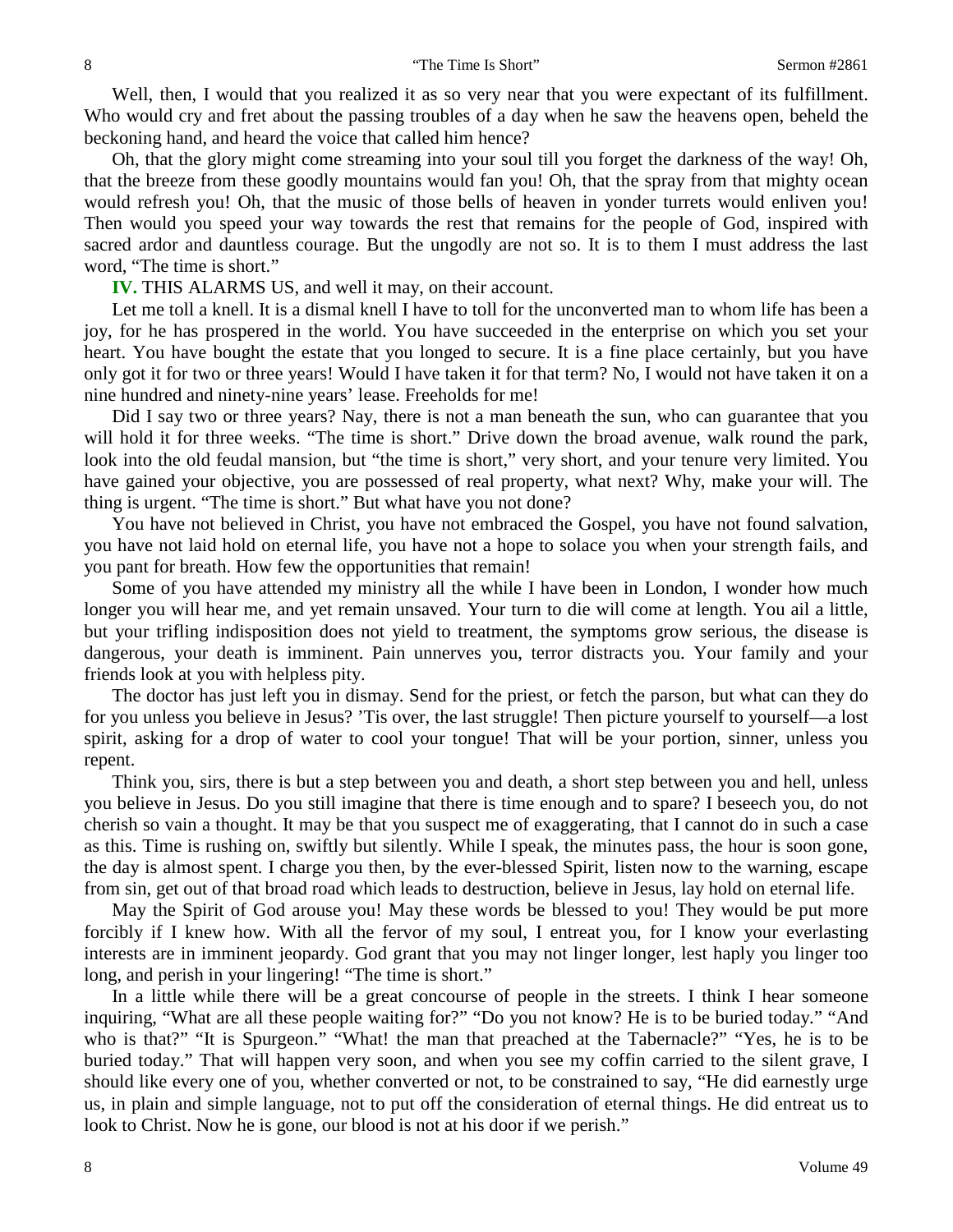Well, then, I would that you realized it as so very near that you were expectant of its fulfillment. Who would cry and fret about the passing troubles of a day when he saw the heavens open, beheld the beckoning hand, and heard the voice that called him hence?

Oh, that the glory might come streaming into your soul till you forget the darkness of the way! Oh, that the breeze from these goodly mountains would fan you! Oh, that the spray from that mighty ocean would refresh you! Oh, that the music of those bells of heaven in yonder turrets would enliven you! Then would you speed your way towards the rest that remains for the people of God, inspired with sacred ardor and dauntless courage. But the ungodly are not so. It is to them I must address the last word, "The time is short."

**IV.** THIS ALARMS US, and well it may, on their account.

Let me toll a knell. It is a dismal knell I have to toll for the unconverted man to whom life has been a joy, for he has prospered in the world. You have succeeded in the enterprise on which you set your heart. You have bought the estate that you longed to secure. It is a fine place certainly, but you have only got it for two or three years! Would I have taken it for that term? No, I would not have taken it on a nine hundred and ninety-nine years' lease. Freeholds for me!

Did I say two or three years? Nay, there is not a man beneath the sun, who can guarantee that you will hold it for three weeks. "The time is short." Drive down the broad avenue, walk round the park, look into the old feudal mansion, but "the time is short," very short, and your tenure very limited. You have gained your objective, you are possessed of real property, what next? Why, make your will. The thing is urgent. "The time is short." But what have you not done?

You have not believed in Christ, you have not embraced the Gospel, you have not found salvation, you have not laid hold on eternal life, you have not a hope to solace you when your strength fails, and you pant for breath. How few the opportunities that remain!

Some of you have attended my ministry all the while I have been in London, I wonder how much longer you will hear me, and yet remain unsaved. Your turn to die will come at length. You ail a little, but your trifling indisposition does not yield to treatment, the symptoms grow serious, the disease is dangerous, your death is imminent. Pain unnerves you, terror distracts you. Your family and your friends look at you with helpless pity.

The doctor has just left you in dismay. Send for the priest, or fetch the parson, but what can they do for you unless you believe in Jesus? 'Tis over, the last struggle! Then picture yourself to yourself—a lost spirit, asking for a drop of water to cool your tongue! That will be your portion, sinner, unless you repent.

Think you, sirs, there is but a step between you and death, a short step between you and hell, unless you believe in Jesus. Do you still imagine that there is time enough and to spare? I beseech you, do not cherish so vain a thought. It may be that you suspect me of exaggerating, that I cannot do in such a case as this. Time is rushing on, swiftly but silently. While I speak, the minutes pass, the hour is soon gone, the day is almost spent. I charge you then, by the ever-blessed Spirit, listen now to the warning, escape from sin, get out of that broad road which leads to destruction, believe in Jesus, lay hold on eternal life.

May the Spirit of God arouse you! May these words be blessed to you! They would be put more forcibly if I knew how. With all the fervor of my soul, I entreat you, for I know your everlasting interests are in imminent jeopardy. God grant that you may not linger longer, lest haply you linger too long, and perish in your lingering! "The time is short."

In a little while there will be a great concourse of people in the streets. I think I hear someone inquiring, "What are all these people waiting for?" "Do you not know? He is to be buried today." "And who is that?" "It is Spurgeon." "What! the man that preached at the Tabernacle?" "Yes, he is to be buried today." That will happen very soon, and when you see my coffin carried to the silent grave, I should like every one of you, whether converted or not, to be constrained to say, "He did earnestly urge us, in plain and simple language, not to put off the consideration of eternal things. He did entreat us to look to Christ. Now he is gone, our blood is not at his door if we perish."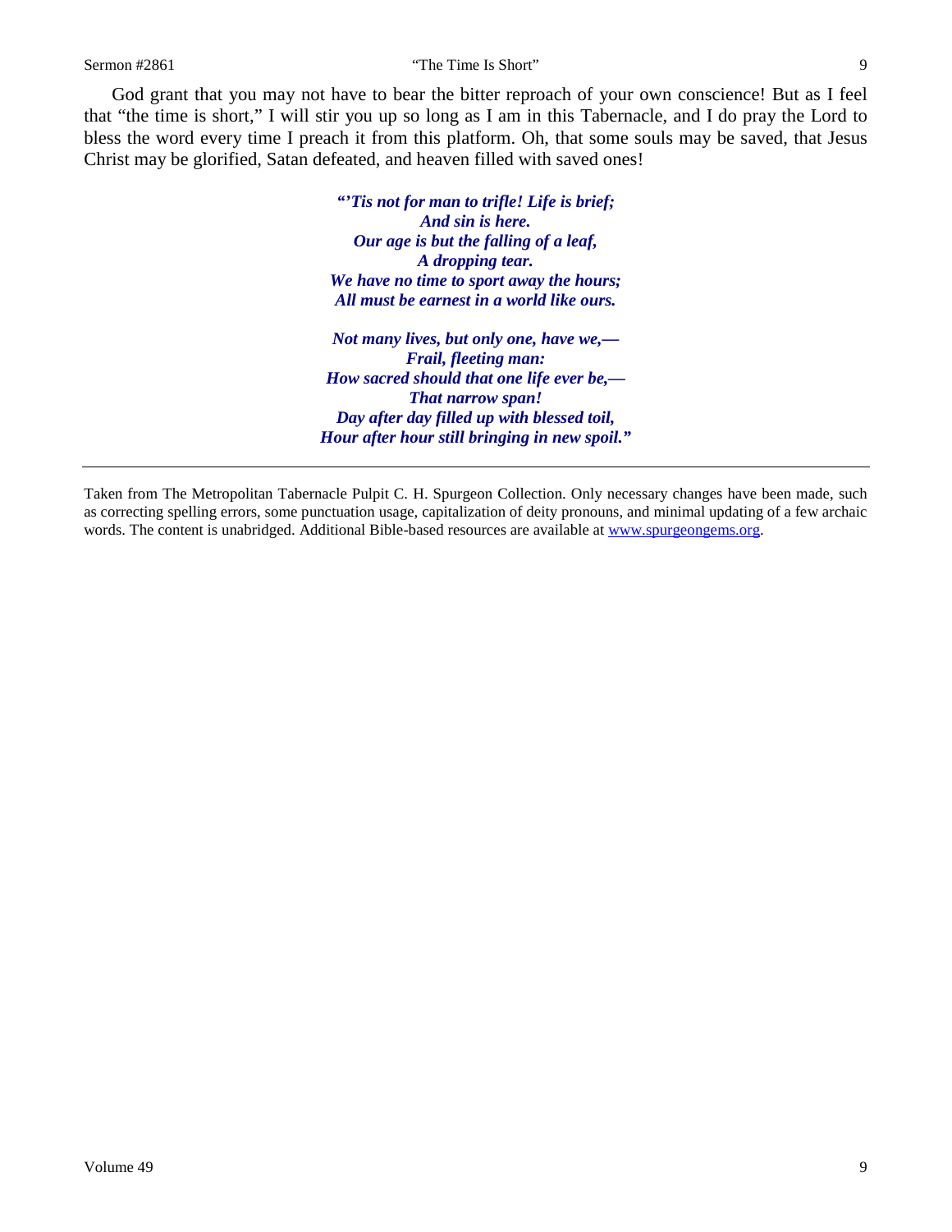God grant that you may not have to bear the bitter reproach of your own conscience! But as I feel that "the time is short," I will stir you up so long as I am in this Tabernacle, and I do pray the Lord to bless the word every time I preach it from this platform. Oh, that some souls may be saved, that Jesus Christ may be glorified, Satan defeated, and heaven filled with saved ones!

***"'Tis not for man to trifle! Life is brief;***
***And sin is here.***
***Our age is but the falling of a leaf,***
***A dropping tear.***
***We have no time to sport away the hours;***
***All must be earnest in a world like ours.***

***Not many lives, but only one, have we,—***
***Frail, fleeting man:***
***How sacred should that one life ever be,—***
***That narrow span!***
***Day after day filled up with blessed toil,***
***Hour after hour still bringing in new spoil."***

---

Taken from The Metropolitan Tabernacle Pulpit C. H. Spurgeon Collection. Only necessary changes have been made, such as correcting spelling errors, some punctuation usage, capitalization of deity pronouns, and minimal updating of a few archaic words. The content is unabridged. Additional Bible-based resources are available at www.spurgeongems.org.